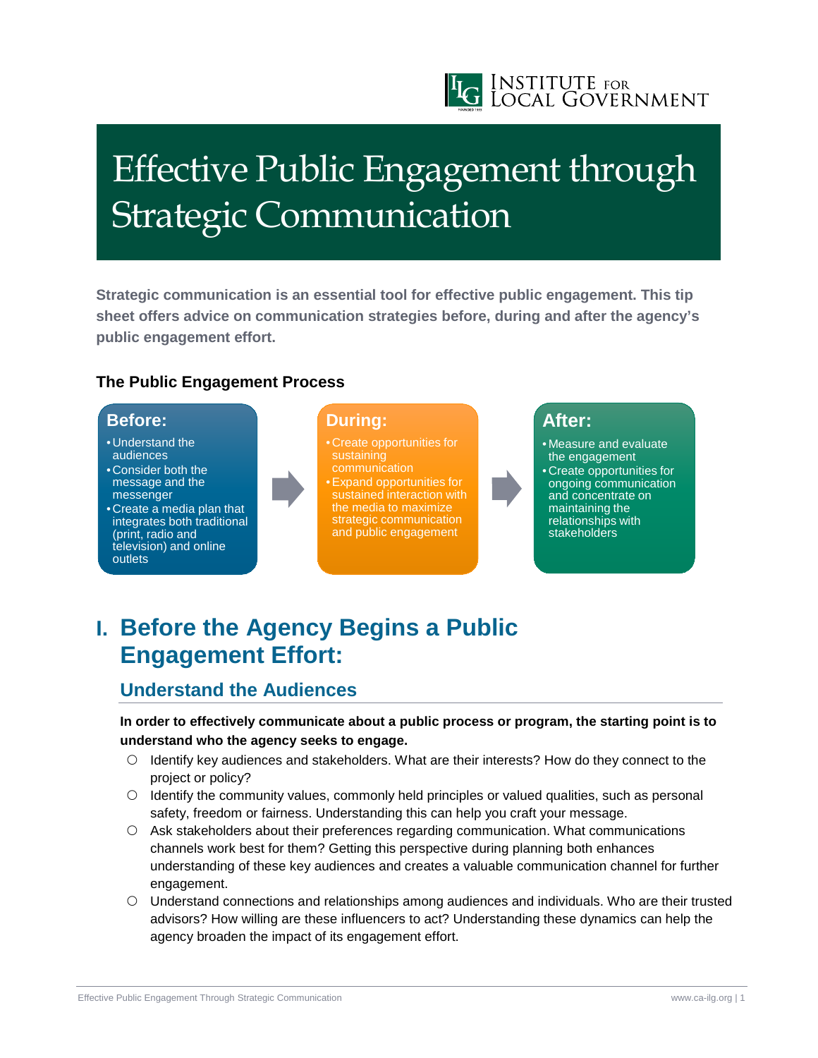INSTITUTE FOR LOCAL GOVERNMENT

# Effective Public Engagement through Strategic Communication

**Strategic communication is an essential tool for effective public engagement. This tip sheet offers advice on communication strategies before, during and after the agency's public engagement effort.**

### The Public Engagement Process

**Before:**
- Understand the audiences
- Consider both the message and the messenger
- Create a media plan that integrates both traditional (print, radio and television) and online outlets

**During:**
- Create opportunities for sustaining communication
- Expand opportunities for sustained interaction with the media to maximize strategic communication and public engagement

**After:**
- Measure and evaluate the engagement
- Create opportunities for ongoing communication and concentrate on maintaining the relationships with stakeholders

## I. Before the Agency Begins a Public Engagement Effort:

### Understand the Audiences

**In order to effectively communicate about a public process or program, the starting point is to understand who the agency seeks to engage.**

- Identify key audiences and stakeholders. What are their interests? How do they connect to the project or policy?
- Identify the community values, commonly held principles or valued qualities, such as personal safety, freedom or fairness. Understanding this can help you craft your message.
- Ask stakeholders about their preferences regarding communication. What communications channels work best for them? Getting this perspective during planning both enhances understanding of these key audiences and creates a valuable communication channel for further engagement.
- Understand connections and relationships among audiences and individuals. Who are their trusted advisors? How willing are these influencers to act? Understanding these dynamics can help the agency broaden the impact of its engagement effort.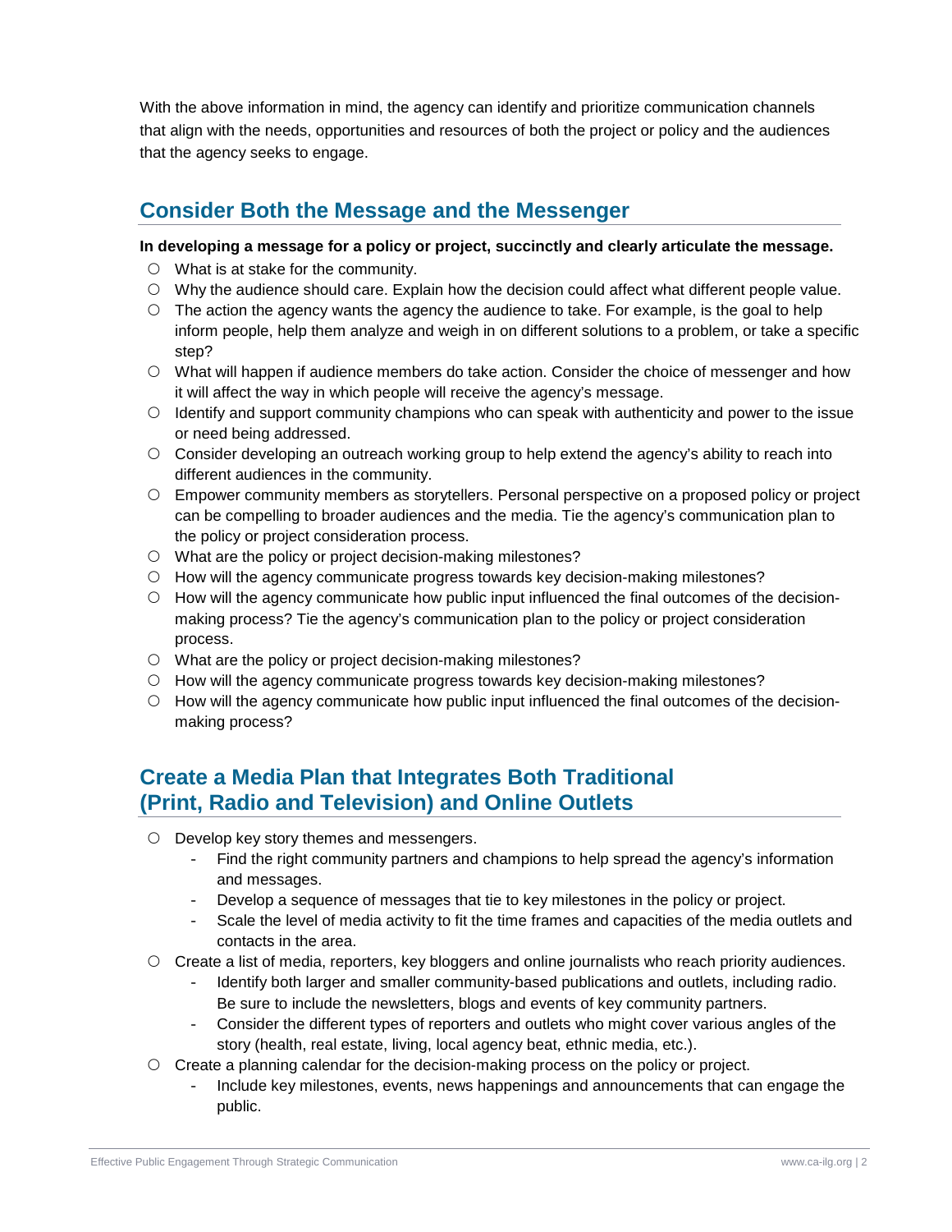With the above information in mind, the agency can identify and prioritize communication channels that align with the needs, opportunities and resources of both the project or policy and the audiences that the agency seeks to engage.

## Consider Both the Message and the Messenger

**In developing a message for a policy or project, succinctly and clearly articulate the message.**

- What is at stake for the community.
- Why the audience should care. Explain how the decision could affect what different people value.
- The action the agency wants the agency the audience to take. For example, is the goal to help inform people, help them analyze and weigh in on different solutions to a problem, or take a specific step?
- What will happen if audience members do take action. Consider the choice of messenger and how it will affect the way in which people will receive the agency's message.
- Identify and support community champions who can speak with authenticity and power to the issue or need being addressed.
- Consider developing an outreach working group to help extend the agency's ability to reach into different audiences in the community.
- Empower community members as storytellers. Personal perspective on a proposed policy or project can be compelling to broader audiences and the media. Tie the agency's communication plan to the policy or project consideration process.
- What are the policy or project decision-making milestones?
- How will the agency communicate progress towards key decision-making milestones?
- How will the agency communicate how public input influenced the final outcomes of the decision-making process? Tie the agency's communication plan to the policy or project consideration process.
- What are the policy or project decision-making milestones?
- How will the agency communicate progress towards key decision-making milestones?
- How will the agency communicate how public input influenced the final outcomes of the decision-making process?

## Create a Media Plan that Integrates Both Traditional (Print, Radio and Television) and Online Outlets

- Develop key story themes and messengers.
  - Find the right community partners and champions to help spread the agency's information and messages.
  - Develop a sequence of messages that tie to key milestones in the policy or project.
  - Scale the level of media activity to fit the time frames and capacities of the media outlets and contacts in the area.
- Create a list of media, reporters, key bloggers and online journalists who reach priority audiences.
  - Identify both larger and smaller community-based publications and outlets, including radio. Be sure to include the newsletters, blogs and events of key community partners.
  - Consider the different types of reporters and outlets who might cover various angles of the story (health, real estate, living, local agency beat, ethnic media, etc.).
- Create a planning calendar for the decision-making process on the policy or project.
  - Include key milestones, events, news happenings and announcements that can engage the public.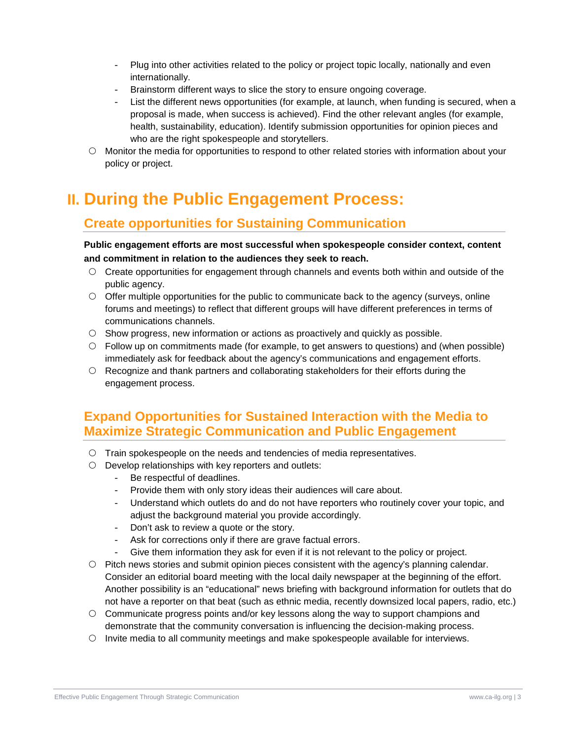- Plug into other activities related to the policy or project topic locally, nationally and even internationally.
  - Brainstorm different ways to slice the story to ensure ongoing coverage.
  - List the different news opportunities (for example, at launch, when funding is secured, when a proposal is made, when success is achieved). Find the other relevant angles (for example, health, sustainability, education). Identify submission opportunities for opinion pieces and who are the right spokespeople and storytellers.
- Monitor the media for opportunities to respond to other related stories with information about your policy or project.

# II. During the Public Engagement Process:

## Create opportunities for Sustaining Communication

**Public engagement efforts are most successful when spokespeople consider context, content and commitment in relation to the audiences they seek to reach.**

- Create opportunities for engagement through channels and events both within and outside of the public agency.
- Offer multiple opportunities for the public to communicate back to the agency (surveys, online forums and meetings) to reflect that different groups will have different preferences in terms of communications channels.
- Show progress, new information or actions as proactively and quickly as possible.
- Follow up on commitments made (for example, to get answers to questions) and (when possible) immediately ask for feedback about the agency's communications and engagement efforts.
- Recognize and thank partners and collaborating stakeholders for their efforts during the engagement process.

## Expand Opportunities for Sustained Interaction with the Media to Maximize Strategic Communication and Public Engagement

- Train spokespeople on the needs and tendencies of media representatives.
- Develop relationships with key reporters and outlets:
  - Be respectful of deadlines.
  - Provide them with only story ideas their audiences will care about.
  - Understand which outlets do and do not have reporters who routinely cover your topic, and adjust the background material you provide accordingly.
  - Don't ask to review a quote or the story.
  - Ask for corrections only if there are grave factual errors.
  - Give them information they ask for even if it is not relevant to the policy or project.
- Pitch news stories and submit opinion pieces consistent with the agency's planning calendar. Consider an editorial board meeting with the local daily newspaper at the beginning of the effort. Another possibility is an "educational" news briefing with background information for outlets that do not have a reporter on that beat (such as ethnic media, recently downsized local papers, radio, etc.)
- Communicate progress points and/or key lessons along the way to support champions and demonstrate that the community conversation is influencing the decision-making process.
- Invite media to all community meetings and make spokespeople available for interviews.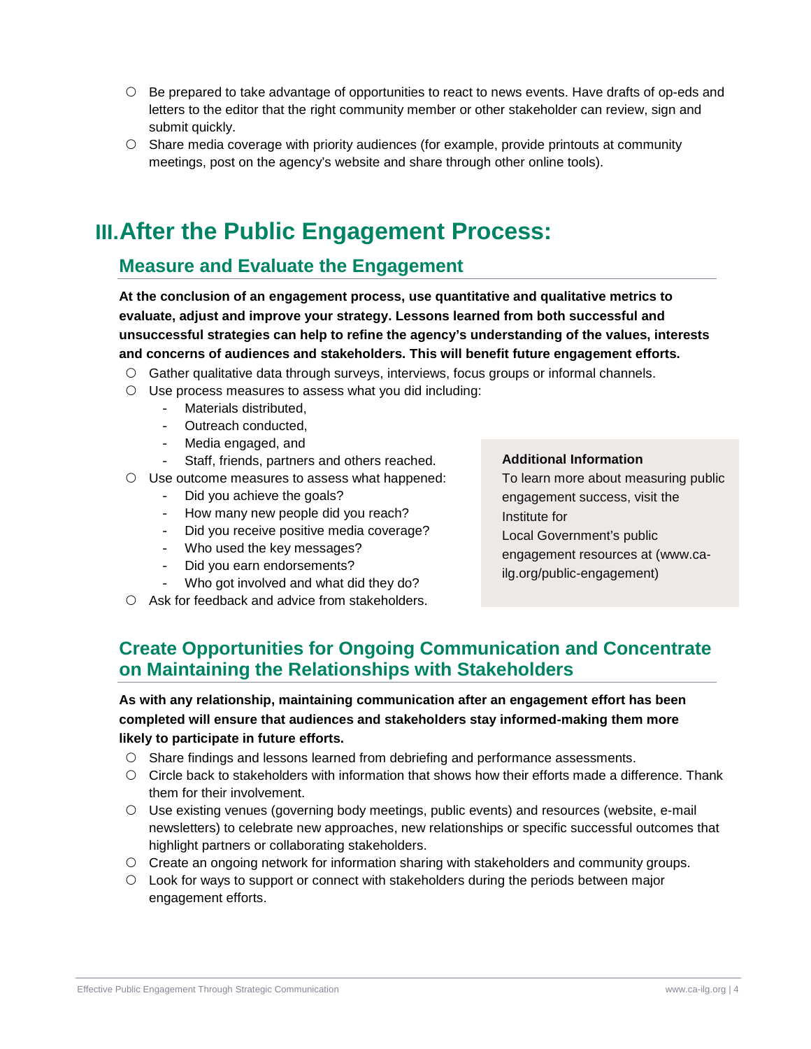- Be prepared to take advantage of opportunities to react to news events. Have drafts of op-eds and letters to the editor that the right community member or other stakeholder can review, sign and submit quickly.
- Share media coverage with priority audiences (for example, provide printouts at community meetings, post on the agency's website and share through other online tools).

# III. After the Public Engagement Process:

## Measure and Evaluate the Engagement

**At the conclusion of an engagement process, use quantitative and qualitative metrics to evaluate, adjust and improve your strategy. Lessons learned from both successful and unsuccessful strategies can help to refine the agency's understanding of the values, interests and concerns of audiences and stakeholders. This will benefit future engagement efforts.**

- Gather qualitative data through surveys, interviews, focus groups or informal channels.
- Use process measures to assess what you did including:
  - Materials distributed,
  - Outreach conducted,
  - Media engaged, and
  - Staff, friends, partners and others reached.
- Use outcome measures to assess what happened:
  - Did you achieve the goals?
  - How many new people did you reach?
  - Did you receive positive media coverage?
  - Who used the key messages?
  - Did you earn endorsements?
  - Who got involved and what did they do?
- Ask for feedback and advice from stakeholders.

**Additional Information**

To learn more about measuring public engagement success, visit the Institute for Local Government's public engagement resources at (www.ca-ilg.org/public-engagement)

## Create Opportunities for Ongoing Communication and Concentrate on Maintaining the Relationships with Stakeholders

**As with any relationship, maintaining communication after an engagement effort has been completed will ensure that audiences and stakeholders stay informed-making them more likely to participate in future efforts.**

- Share findings and lessons learned from debriefing and performance assessments.
- Circle back to stakeholders with information that shows how their efforts made a difference. Thank them for their involvement.
- Use existing venues (governing body meetings, public events) and resources (website, e-mail newsletters) to celebrate new approaches, new relationships or specific successful outcomes that highlight partners or collaborating stakeholders.
- Create an ongoing network for information sharing with stakeholders and community groups.
- Look for ways to support or connect with stakeholders during the periods between major engagement efforts.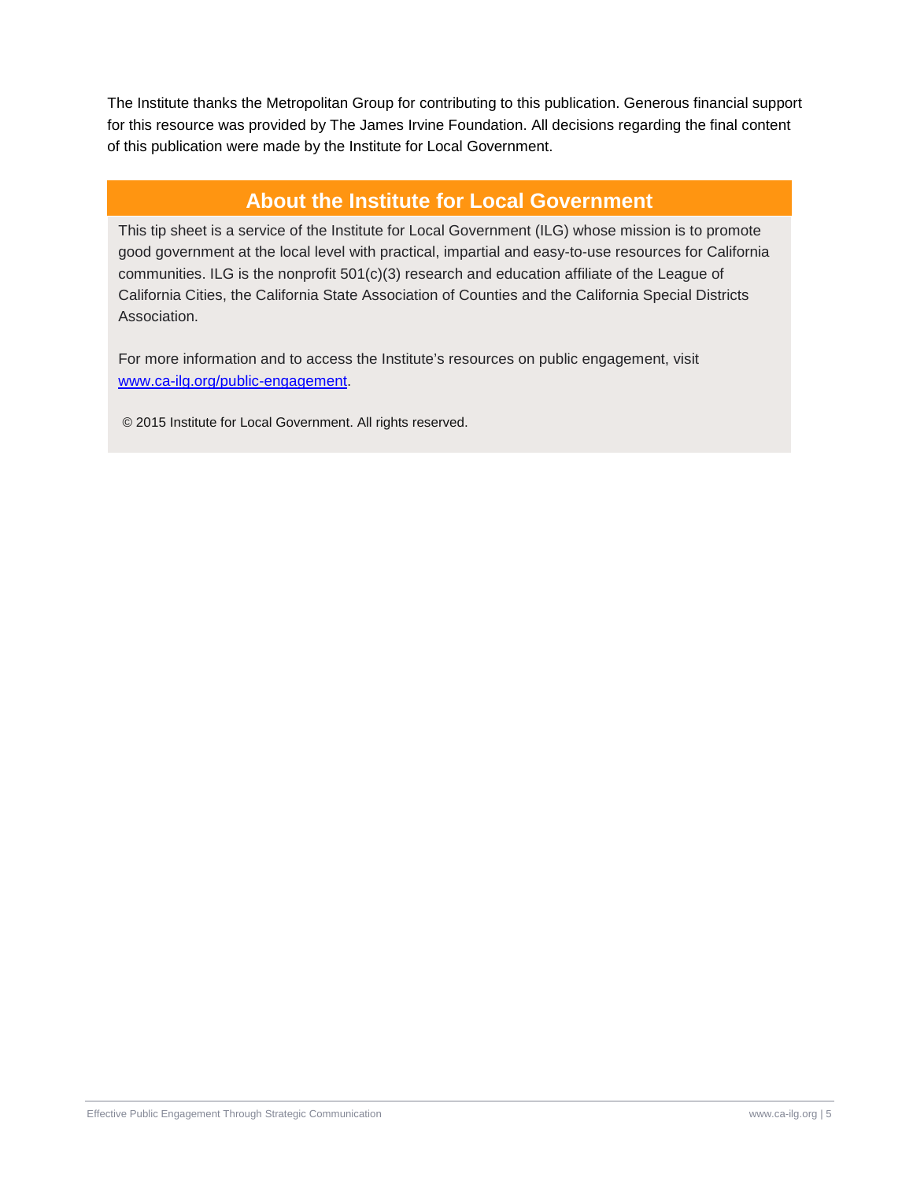The Institute thanks the Metropolitan Group for contributing to this publication. Generous financial support for this resource was provided by The James Irvine Foundation. All decisions regarding the final content of this publication were made by the Institute for Local Government.

## About the Institute for Local Government

This tip sheet is a service of the Institute for Local Government (ILG) whose mission is to promote good government at the local level with practical, impartial and easy-to-use resources for California communities. ILG is the nonprofit 501(c)(3) research and education affiliate of the League of California Cities, the California State Association of Counties and the California Special Districts Association.

For more information and to access the Institute's resources on public engagement, visit [www.ca-ilg.org/public-engagement](http://www.ca-ilg.org/public-engagement).

© 2015 Institute for Local Government. All rights reserved.